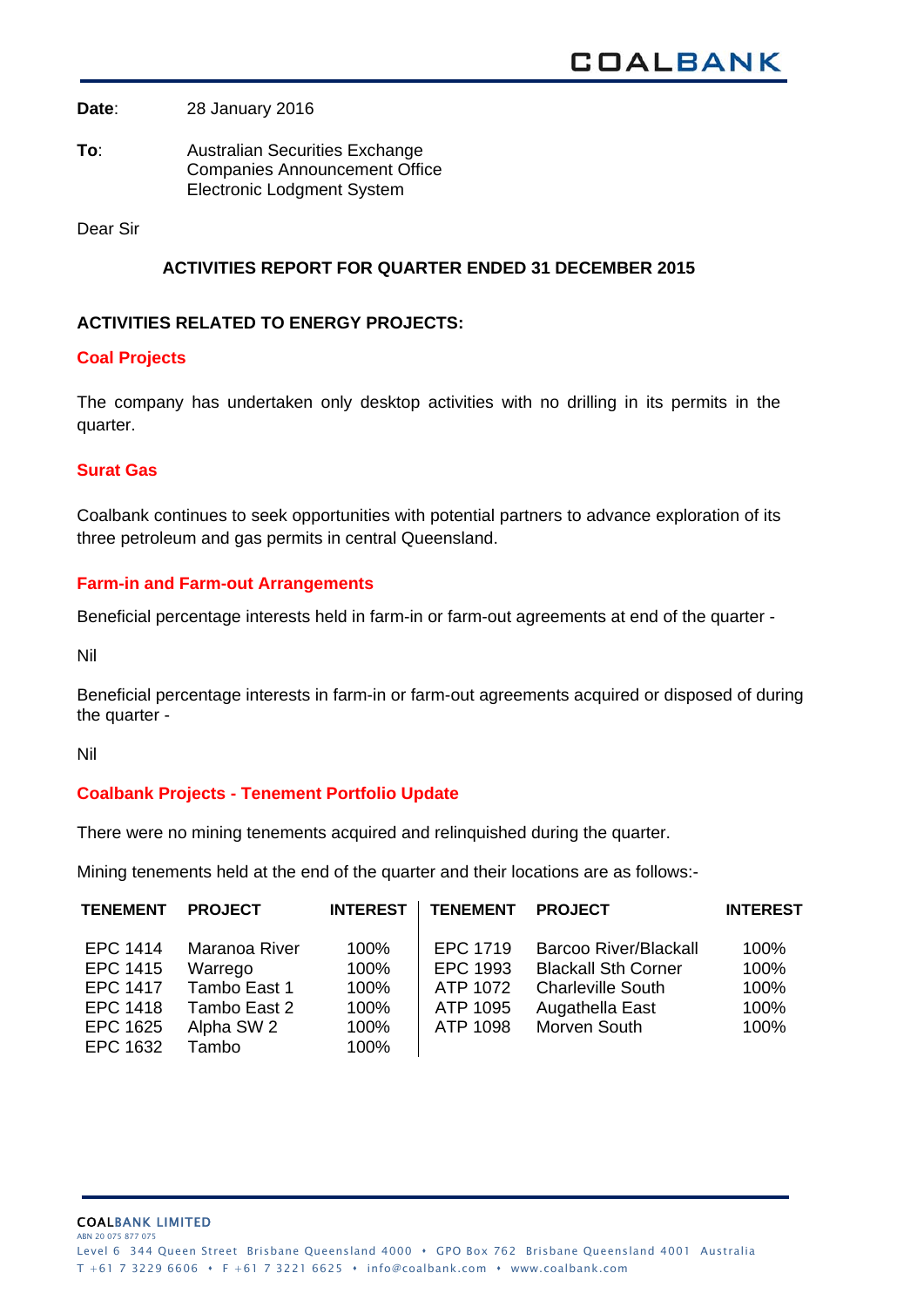**Date**: 28 January 2016

**To**: Australian Securities Exchange
Companies Announcement Office
Electronic Lodgment System

Dear Sir

## ACTIVITIES REPORT FOR QUARTER ENDED 31 DECEMBER 2015

### ACTIVITIES RELATED TO ENERGY PROJECTS:

#### Coal Projects

The company has undertaken only desktop activities with no drilling in its permits in the quarter.

#### Surat Gas

Coalbank continues to seek opportunities with potential partners to advance exploration of its three petroleum and gas permits in central Queensland.

#### Farm-in and Farm-out Arrangements

Beneficial percentage interests held in farm-in or farm-out agreements at end of the quarter -

Nil

Beneficial percentage interests in farm-in or farm-out agreements acquired or disposed of during the quarter -

Nil

#### Coalbank Projects - Tenement Portfolio Update

There were no mining tenements acquired and relinquished during the quarter.

Mining tenements held at the end of the quarter and their locations are as follows:-

| TENEMENT | PROJECT | INTEREST | TENEMENT | PROJECT | INTEREST |
|---|---|---|---|---|---|
| EPC 1414 | Maranoa River | 100% | EPC 1719 | Barcoo River/Blackall | 100% |
| EPC 1415 | Warrego | 100% | EPC 1993 | Blackall Sth Corner | 100% |
| EPC 1417 | Tambo East 1 | 100% | ATP 1072 | Charleville South | 100% |
| EPC 1418 | Tambo East 2 | 100% | ATP 1095 | Augathella East | 100% |
| EPC 1625 | Alpha SW 2 | 100% | ATP 1098 | Morven South | 100% |
| EPC 1632 | Tambo | 100% | | | |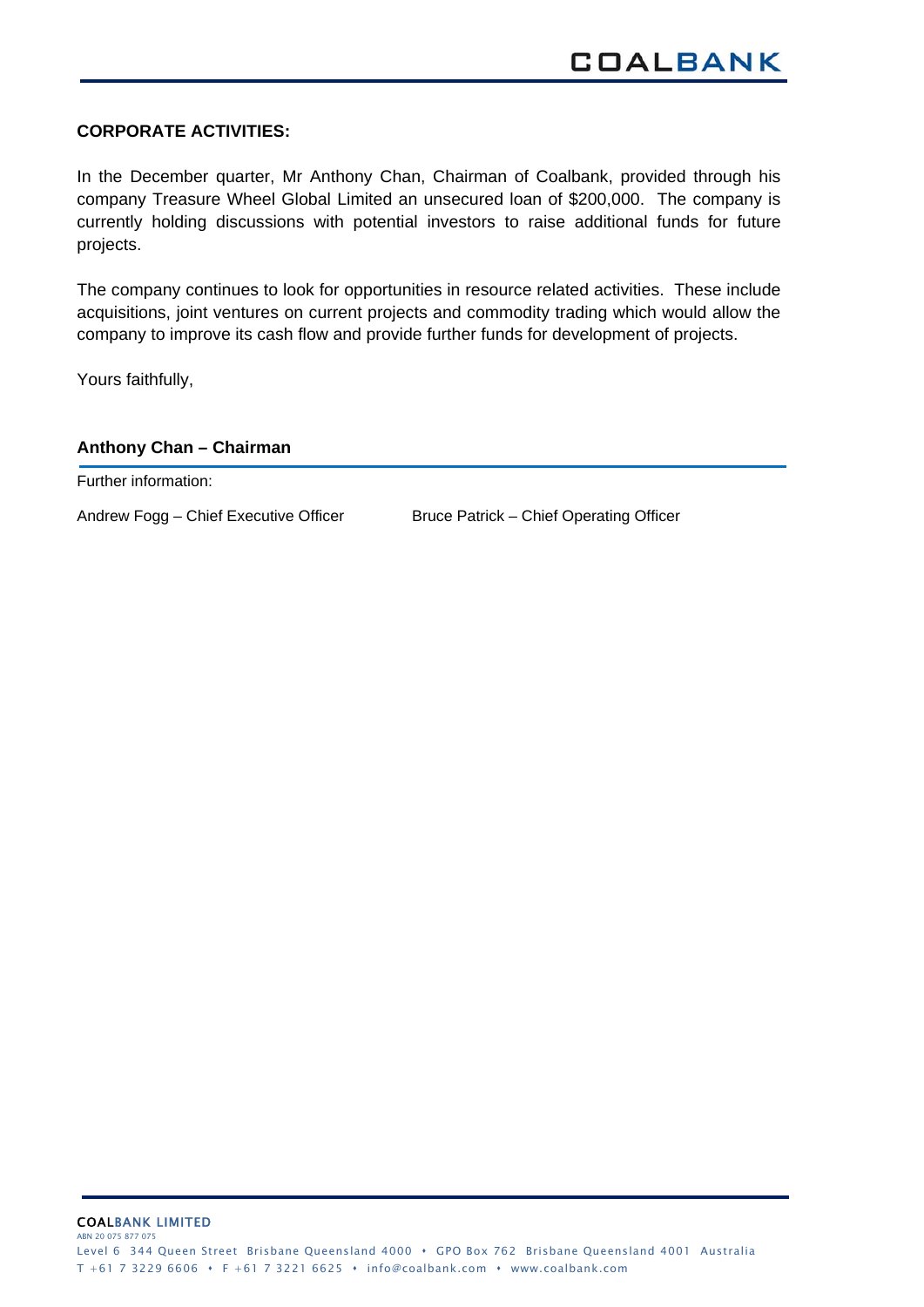**CORPORATE ACTIVITIES:**

In the December quarter, Mr Anthony Chan, Chairman of Coalbank, provided through his company Treasure Wheel Global Limited an unsecured loan of $200,000. The company is currently holding discussions with potential investors to raise additional funds for future projects.

The company continues to look for opportunities in resource related activities. These include acquisitions, joint ventures on current projects and commodity trading which would allow the company to improve its cash flow and provide further funds for development of projects.

Yours faithfully,

**Anthony Chan – Chairman**

Further information:

Andrew Fogg – Chief Executive Officer

Bruce Patrick – Chief Operating Officer